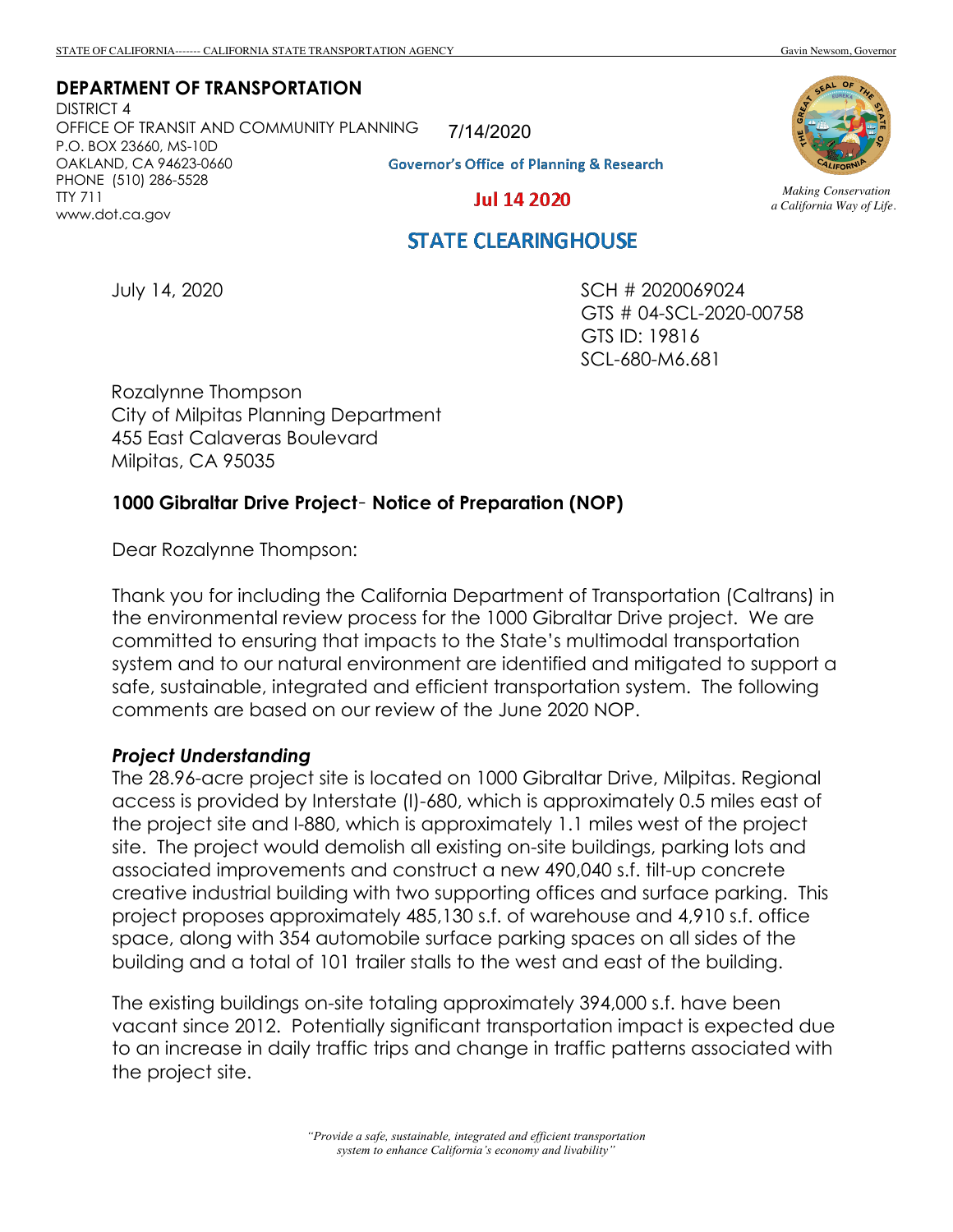STATE OF CALIFORNIA------- CALIFORNIA STATE TRANSPORTATION AGENCY Gavin Newsom, Governor

**DEPARTMENT OF TRANSPORTATION**
DISTRICT 4
OFFICE OF TRANSIT AND COMMUNITY PLANNING
P.O. BOX 23660, MS-10D
OAKLAND, CA 94623-0660
PHONE (510) 286-5528
TTY 711
www.dot.ca.gov

7/14/2020

Governor's Office of Planning & Research

Jul 14 2020

STATE CLEARINGHOUSE

*Making Conservation a California Way of Life.*

July 14, 2020

SCH # 2020069024
GTS # 04-SCL-2020-00758
GTS ID: 19816
SCL-680-M6.681

Rozalynne Thompson
City of Milpitas Planning Department
455 East Calaveras Boulevard
Milpitas, CA 95035

**1000 Gibraltar Drive Project- Notice of Preparation (NOP)**

Dear Rozalynne Thompson:

Thank you for including the California Department of Transportation (Caltrans) in the environmental review process for the 1000 Gibraltar Drive project. We are committed to ensuring that impacts to the State's multimodal transportation system and to our natural environment are identified and mitigated to support a safe, sustainable, integrated and efficient transportation system. The following comments are based on our review of the June 2020 NOP.

***Project Understanding***

The 28.96-acre project site is located on 1000 Gibraltar Drive, Milpitas. Regional access is provided by Interstate (I)-680, which is approximately 0.5 miles east of the project site and I-880, which is approximately 1.1 miles west of the project site. The project would demolish all existing on-site buildings, parking lots and associated improvements and construct a new 490,040 s.f. tilt-up concrete creative industrial building with two supporting offices and surface parking. This project proposes approximately 485,130 s.f. of warehouse and 4,910 s.f. office space, along with 354 automobile surface parking spaces on all sides of the building and a total of 101 trailer stalls to the west and east of the building.

The existing buildings on-site totaling approximately 394,000 s.f. have been vacant since 2012. Potentially significant transportation impact is expected due to an increase in daily traffic trips and change in traffic patterns associated with the project site.

*"Provide a safe, sustainable, integrated and efficient transportation system to enhance California's economy and livability"*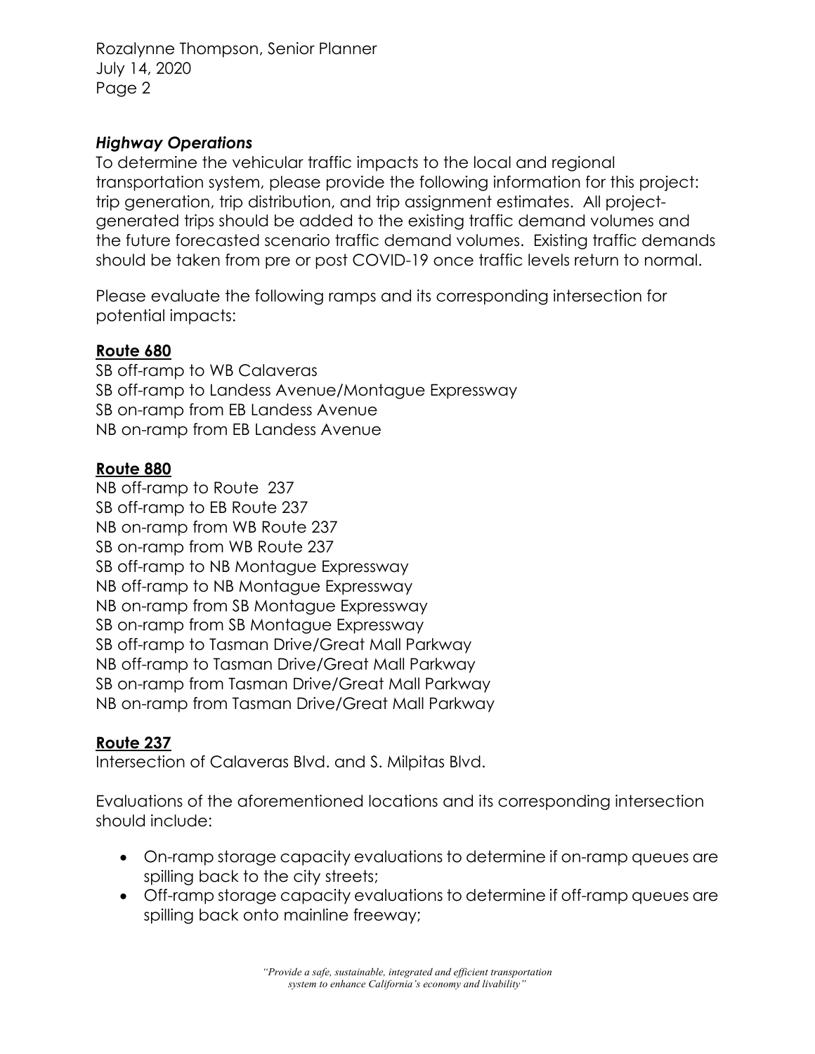### *Highway Operations*

To determine the vehicular traffic impacts to the local and regional transportation system, please provide the following information for this project: trip generation, trip distribution, and trip assignment estimates. All project-generated trips should be added to the existing traffic demand volumes and the future forecasted scenario traffic demand volumes. Existing traffic demands should be taken from pre or post COVID-19 once traffic levels return to normal.

Please evaluate the following ramps and its corresponding intersection for potential impacts:

**Route 680**

SB off-ramp to WB Calaveras
SB off-ramp to Landess Avenue/Montague Expressway
SB on-ramp from EB Landess Avenue
NB on-ramp from EB Landess Avenue

**Route 880**

NB off-ramp to Route 237
SB off-ramp to EB Route 237
NB on-ramp from WB Route 237
SB on-ramp from WB Route 237
SB off-ramp to NB Montague Expressway
NB off-ramp to NB Montague Expressway
NB on-ramp from SB Montague Expressway
SB on-ramp from SB Montague Expressway
SB off-ramp to Tasman Drive/Great Mall Parkway
NB off-ramp to Tasman Drive/Great Mall Parkway
SB on-ramp from Tasman Drive/Great Mall Parkway
NB on-ramp from Tasman Drive/Great Mall Parkway

**Route 237**

Intersection of Calaveras Blvd. and S. Milpitas Blvd.

Evaluations of the aforementioned locations and its corresponding intersection should include:

- On-ramp storage capacity evaluations to determine if on-ramp queues are spilling back to the city streets;
- Off-ramp storage capacity evaluations to determine if off-ramp queues are spilling back onto mainline freeway;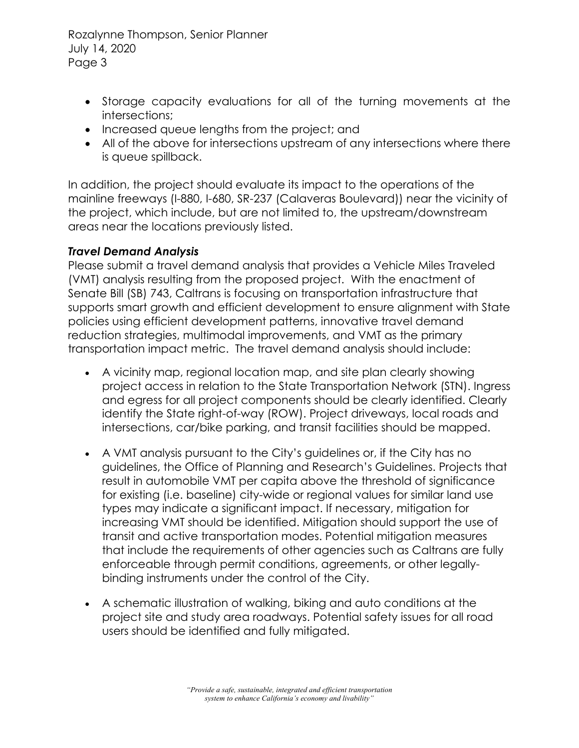- Storage capacity evaluations for all of the turning movements at the intersections;
- Increased queue lengths from the project; and
- All of the above for intersections upstream of any intersections where there is queue spillback.

In addition, the project should evaluate its impact to the operations of the mainline freeways (I-880, I-680, SR-237 (Calaveras Boulevard)) near the vicinity of the project, which include, but are not limited to, the upstream/downstream areas near the locations previously listed.

***Travel Demand Analysis***

Please submit a travel demand analysis that provides a Vehicle Miles Traveled (VMT) analysis resulting from the proposed project. With the enactment of Senate Bill (SB) 743, Caltrans is focusing on transportation infrastructure that supports smart growth and efficient development to ensure alignment with State policies using efficient development patterns, innovative travel demand reduction strategies, multimodal improvements, and VMT as the primary transportation impact metric. The travel demand analysis should include:

- A vicinity map, regional location map, and site plan clearly showing project access in relation to the State Transportation Network (STN). Ingress and egress for all project components should be clearly identified. Clearly identify the State right-of-way (ROW). Project driveways, local roads and intersections, car/bike parking, and transit facilities should be mapped.

- A VMT analysis pursuant to the City's guidelines or, if the City has no guidelines, the Office of Planning and Research's Guidelines. Projects that result in automobile VMT per capita above the threshold of significance for existing (i.e. baseline) city-wide or regional values for similar land use types may indicate a significant impact. If necessary, mitigation for increasing VMT should be identified. Mitigation should support the use of transit and active transportation modes. Potential mitigation measures that include the requirements of other agencies such as Caltrans are fully enforceable through permit conditions, agreements, or other legally-binding instruments under the control of the City.

- A schematic illustration of walking, biking and auto conditions at the project site and study area roadways. Potential safety issues for all road users should be identified and fully mitigated.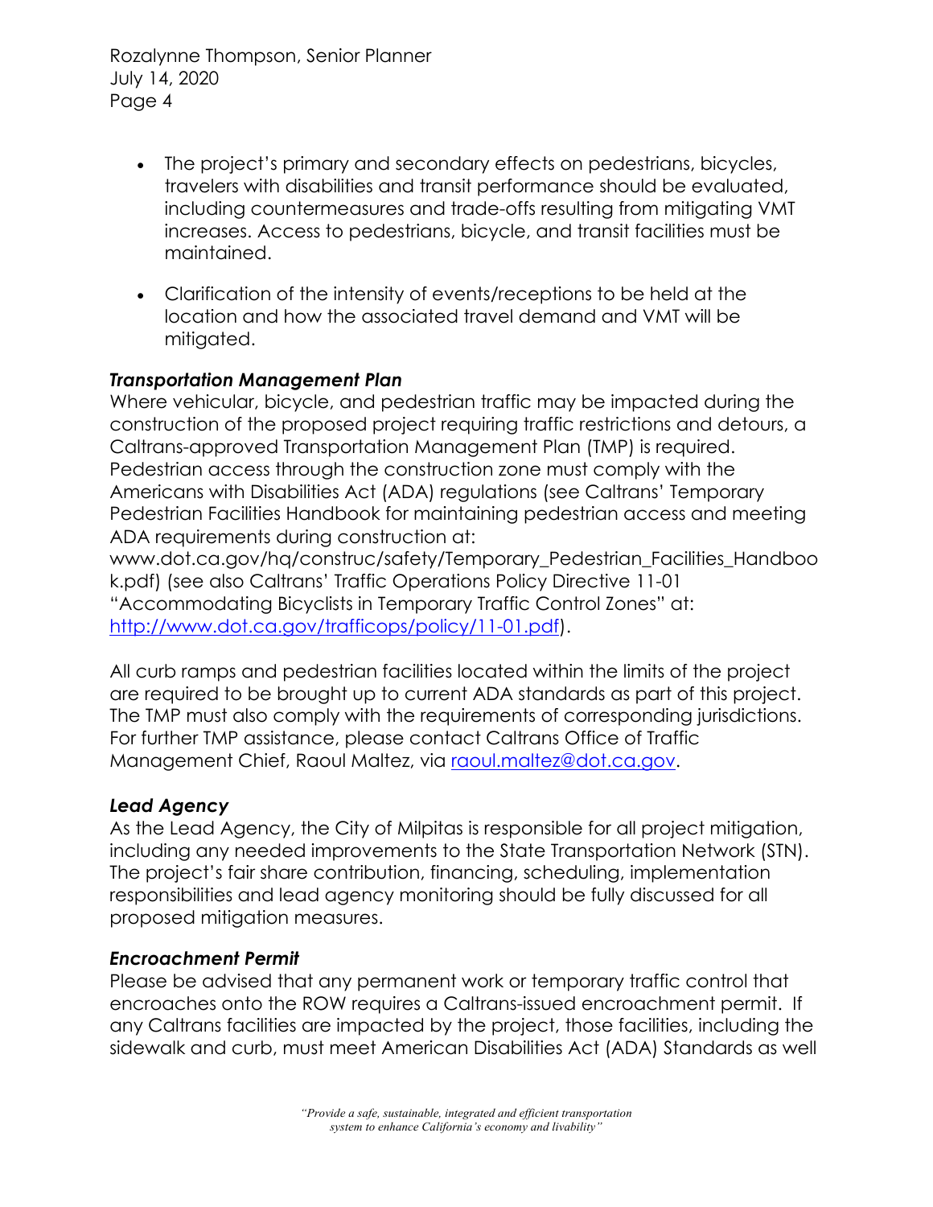- The project's primary and secondary effects on pedestrians, bicycles, travelers with disabilities and transit performance should be evaluated, including countermeasures and trade-offs resulting from mitigating VMT increases. Access to pedestrians, bicycle, and transit facilities must be maintained.
- Clarification of the intensity of events/receptions to be held at the location and how the associated travel demand and VMT will be mitigated.

### *Transportation Management Plan*

Where vehicular, bicycle, and pedestrian traffic may be impacted during the construction of the proposed project requiring traffic restrictions and detours, a Caltrans-approved Transportation Management Plan (TMP) is required. Pedestrian access through the construction zone must comply with the Americans with Disabilities Act (ADA) regulations (see Caltrans' Temporary Pedestrian Facilities Handbook for maintaining pedestrian access and meeting ADA requirements during construction at: www.dot.ca.gov/hq/construc/safety/Temporary_Pedestrian_Facilities_Handbook.pdf) (see also Caltrans' Traffic Operations Policy Directive 11-01 "Accommodating Bicyclists in Temporary Traffic Control Zones" at: http://www.dot.ca.gov/trafficops/policy/11-01.pdf).

All curb ramps and pedestrian facilities located within the limits of the project are required to be brought up to current ADA standards as part of this project. The TMP must also comply with the requirements of corresponding jurisdictions. For further TMP assistance, please contact Caltrans Office of Traffic Management Chief, Raoul Maltez, via raoul.maltez@dot.ca.gov.

### *Lead Agency*

As the Lead Agency, the City of Milpitas is responsible for all project mitigation, including any needed improvements to the State Transportation Network (STN). The project's fair share contribution, financing, scheduling, implementation responsibilities and lead agency monitoring should be fully discussed for all proposed mitigation measures.

### *Encroachment Permit*

Please be advised that any permanent work or temporary traffic control that encroaches onto the ROW requires a Caltrans-issued encroachment permit. If any Caltrans facilities are impacted by the project, those facilities, including the sidewalk and curb, must meet American Disabilities Act (ADA) Standards as well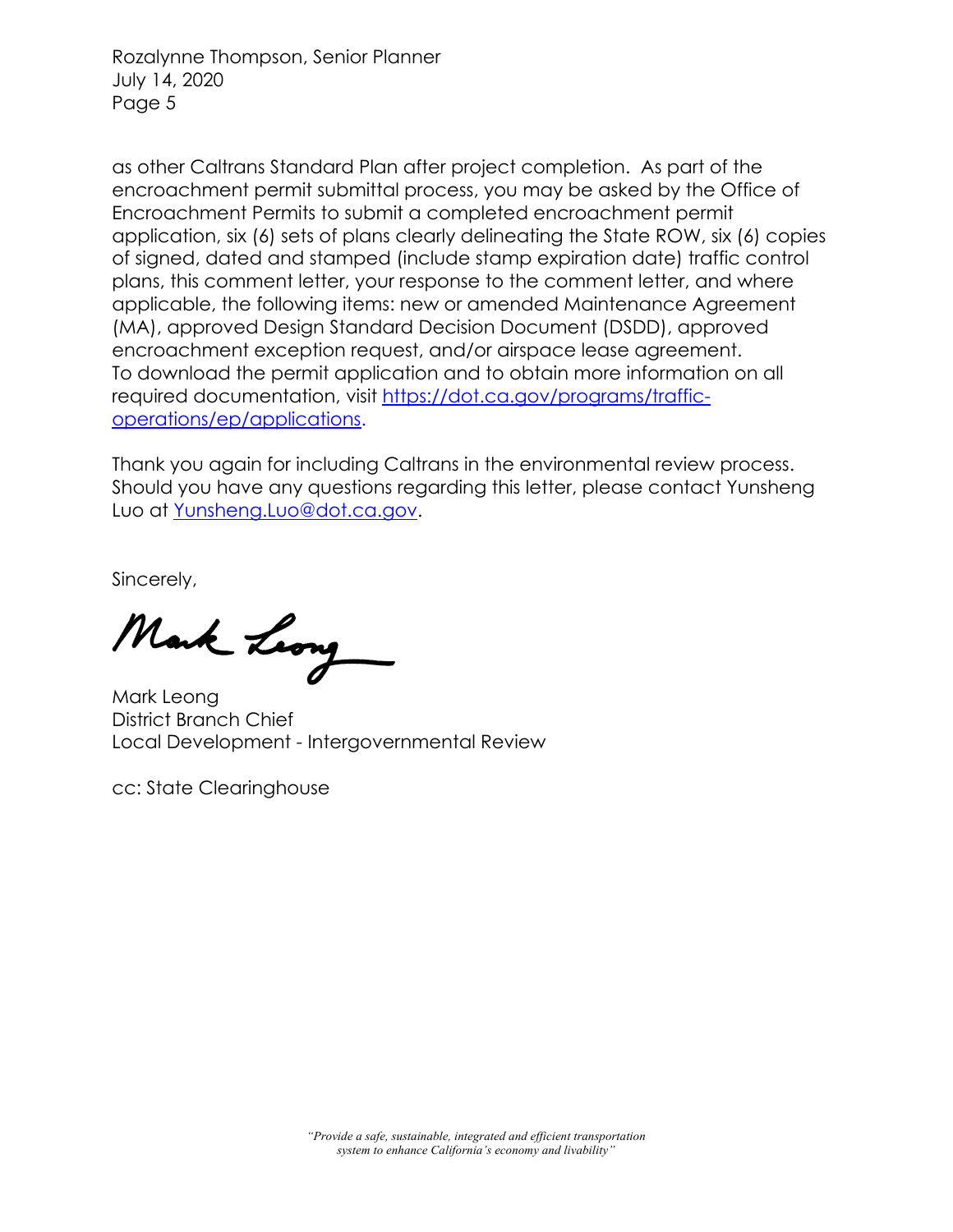as other Caltrans Standard Plan after project completion. As part of the encroachment permit submittal process, you may be asked by the Office of Encroachment Permits to submit a completed encroachment permit application, six (6) sets of plans clearly delineating the State ROW, six (6) copies of signed, dated and stamped (include stamp expiration date) traffic control plans, this comment letter, your response to the comment letter, and where applicable, the following items: new or amended Maintenance Agreement (MA), approved Design Standard Decision Document (DSDD), approved encroachment exception request, and/or airspace lease agreement. To download the permit application and to obtain more information on all required documentation, visit [https://dot.ca.gov/programs/traffic-operations/ep/applications](https://dot.ca.gov/programs/traffic-operations/ep/applications).

Thank you again for including Caltrans in the environmental review process. Should you have any questions regarding this letter, please contact Yunsheng Luo at [Yunsheng.Luo@dot.ca.gov](mailto:Yunsheng.Luo@dot.ca.gov).

Sincerely,

Mark Leong

Mark Leong
District Branch Chief
Local Development - Intergovernmental Review

cc: State Clearinghouse

*"Provide a safe, sustainable, integrated and efficient transportation system to enhance California's economy and livability"*